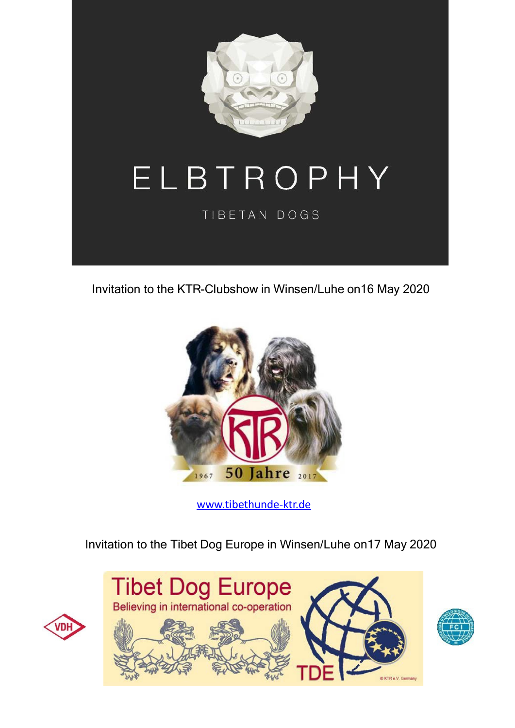# ELBTROPHY

TIBETAN DOGS

Invitation to the KTR-Clubshow in Winsen/Luhe on16 May 2020

KTR

1967 50 Jahre 2017

www.tibethunde-ktr.de

Invitation to the Tibet Dog Europe in Winsen/Luhe on17 May 2020

VDH

Tibet Dog Europe

Believing in international co-operation

TDE

© KTR e.V. Germany

FCI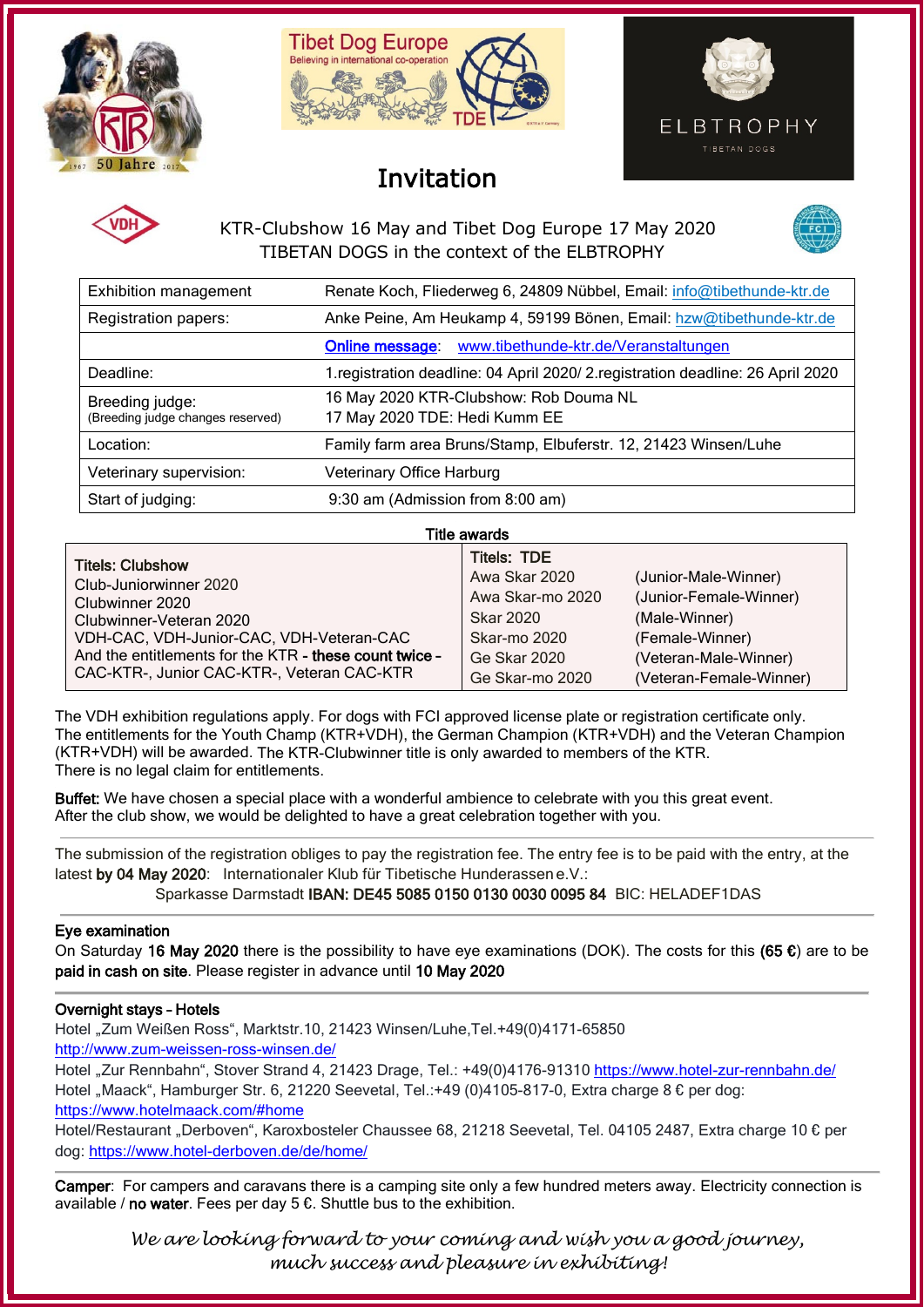# Invitation

KTR-Clubshow 16 May and Tibet Dog Europe 17 May 2020
TIBETAN DOGS in the context of the ELBTROPHY

| | |
|---|---|
| Exhibition management | Renate Koch, Fliederweg 6, 24809 Nübbel, Email: info@tibethunde-ktr.de |
| Registration papers: | Anke Peine, Am Heukamp 4, 59199 Bönen, Email: hzw@tibethunde-ktr.de |
| | **Online message**: www.tibethunde-ktr.de/Veranstaltungen |
| Deadline: | 1.registration deadline: 04 April 2020/ 2.registration deadline: 26 April 2020 |
| Breeding judge: (Breeding judge changes reserved) | 16 May 2020 KTR-Clubshow: Rob Douma NL<br>17 May 2020 TDE: Hedi Kumm EE |
| Location: | Family farm area Bruns/Stamp, Elbuferstr. 12, 21423 Winsen/Luhe |
| Veterinary supervision: | Veterinary Office Harburg |
| Start of judging: | 9:30 am (Admission from 8:00 am) |

**Title awards**

| Titels: Clubshow | Titels: TDE | |
|---|---|---|
| Club-Juniorwinner 2020 | Awa Skar 2020 | (Junior-Male-Winner) |
| Clubwinner 2020 | Awa Skar-mo 2020 | (Junior-Female-Winner) |
| Clubwinner-Veteran 2020 | Skar 2020 | (Male-Winner) |
| VDH-CAC, VDH-Junior-CAC, VDH-Veteran-CAC | Skar-mo 2020 | (Female-Winner) |
| And the entitlements for the KTR **- these count twice -** | Ge Skar 2020 | (Veteran-Male-Winner) |
| CAC-KTR-, Junior CAC-KTR-, Veteran CAC-KTR | Ge Skar-mo 2020 | (Veteran-Female-Winner) |

The VDH exhibition regulations apply. For dogs with FCI approved license plate or registration certificate only.
The entitlements for the Youth Champ (KTR+VDH), the German Champion (KTR+VDH) and the Veteran Champion (KTR+VDH) will be awarded. The KTR-Clubwinner title is only awarded to members of the KTR.
There is no legal claim for entitlements.

**Buffet:** We have chosen a special place with a wonderful ambience to celebrate with you this great event.
After the club show, we would be delighted to have a great celebration together with you.

The submission of the registration obliges to pay the registration fee. The entry fee is to be paid with the entry, at the latest **by 04 May 2020**: Internationaler Klub für Tibetische Hunderassen e.V.:
Sparkasse Darmstadt **IBAN: DE45 5085 0150 0130 0030 0095 84** BIC: HELADEF1DAS

**Eye examination**
On Saturday **16 May 2020** there is the possibility to have eye examinations (DOK). The costs for this **(65 €)** are to be **paid in cash on site**. Please register in advance until **10 May 2020**

**Overnight stays – Hotels**
Hotel „Zum Weißen Ross“, Marktstr.10, 21423 Winsen/Luhe,Tel.+49(0)4171-65850
http://www.zum-weissen-ross-winsen.de/
Hotel „Zur Rennbahn“, Stover Strand 4, 21423 Drage, Tel.: +49(0)4176-91310 https://www.hotel-zur-rennbahn.de/
Hotel „Maack“, Hamburger Str. 6, 21220 Seevetal, Tel.:+49 (0)4105-817-0, Extra charge 8 € per dog:
https://www.hotelmaack.com/#home
Hotel/Restaurant „Derboven“, Karoxbosteler Chaussee 68, 21218 Seevetal, Tel. 04105 2487, Extra charge 10 € per dog: https://www.hotel-derboven.de/de/home/

**Camper**: For campers and caravans there is a camping site only a few hundred meters away. Electricity connection is available / **no water**. Fees per day 5 €. Shuttle bus to the exhibition.

*We are looking forward to your coming and wish you a good journey, much success and pleasure in exhibiting!*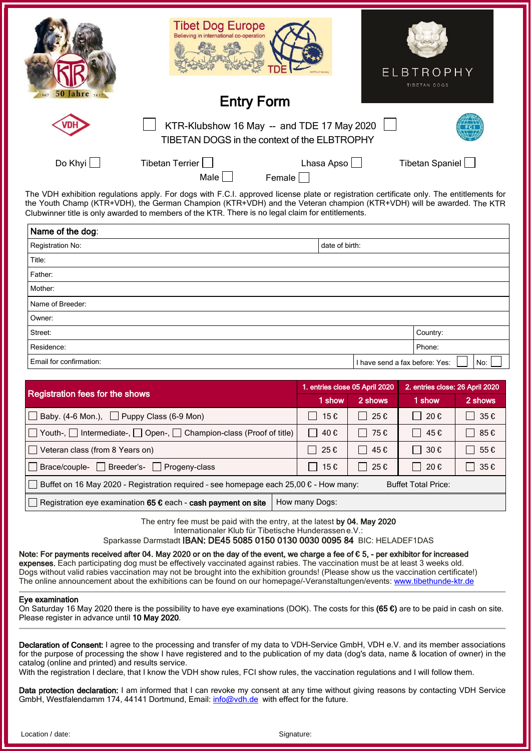Tibet Dog Europe
Believing in international co-operation

ELBTROPHY
TIBETAN DOGS

1967 50 Jahre 2017

# Entry Form

☐ KTR-Klubshow 16 May -- and TDE 17 May 2020 ☐
TIBETAN DOGS in the context of the ELBTROPHY

Do Khyi ☐ Tibetan Terrier ☐ Lhasa Apso ☐ Tibetan Spaniel ☐

Male ☐ Female ☐

The VDH exhibition regulations apply. For dogs with F.C.I. approved license plate or registration certificate only. The entitlements for the Youth Champ (KTR+VDH), the German Champion (KTR+VDH) and the Veteran champion (KTR+VDH) will be awarded. The KTR Clubwinner title is only awarded to members of the KTR. There is no legal claim for entitlements.

| Name of the dog: | | |
|---|---|---|
| Registration No: | date of birth: | |
| Title: | | |
| Father: | | |
| Mother: | | |
| Name of Breeder: | | |
| Owner: | | |
| Street: | | Country: |
| Residence: | | Phone: |
| Email for confirmation: | I have send a fax before: Yes: ☐ | No: ☐ |

| Registration fees for the shows | 1. entries close 05 April 2020 | | 2. entries close: 26 April 2020 | |
|---|---|---|---|---|
| | 1 show | 2 shows | 1 show | 2 shows |
| ☐ Baby. (4-6 Mon.), ☐ Puppy Class (6-9 Mon) | ☐ 15 € | ☐ 25 € | ☐ 20 € | ☐ 35 € |
| ☐ Youth-, ☐ Intermediate-, ☐ Open-, ☐ Champion-class (Proof of title) | ☐ 40 € | ☐ 75 € | ☐ 45 € | ☐ 85 € |
| ☐ Veteran class (from 8 Years on) | ☐ 25 € | ☐ 45 € | ☐ 30 € | ☐ 55 € |
| ☐ Brace/couple- ☐ Breeder's- ☐ Progeny-class | ☐ 15 € | ☐ 25 € | ☐ 20 € | ☐ 35 € |
| ☐ Buffet on 16 May 2020 - Registration required - see homepage each 25,00 € - How many: | | | Buffet Total Price: | |
| ☐ Registration eye examination **65 € each - cash payment on site** | How many Dogs: | | | |

The entry fee must be paid with the entry, at the latest **by 04. May 2020**
Internationaler Klub für Tibetische Hunderassen e.V.:
Sparkasse Darmstadt **IBAN: DE45 5085 0150 0130 0030 0095 84** BIC: HELADEF1DAS

**Note: For payments received after 04. May 2020 or on the day of the event, we charge a fee of € 5, - per exhibitor for increased expenses.** Each participating dog must be effectively vaccinated against rabies. The vaccination must be at least 3 weeks old. Dogs without valid rabies vaccination may not be brought into the exhibition grounds! (Please show us the vaccination certificate!) The online announcement about the exhibitions can be found on our homepage/-Veranstaltungen/events: www.tibethunde-ktr.de

**Eye examination**
On Saturday 16 May 2020 there is the possibility to have eye examinations (DOK). The costs for this **(65 €)** are to be paid in cash on site. Please register in advance until **10 May 2020**.

**Declaration of Consent:** I agree to the processing and transfer of my data to VDH-Service GmbH, VDH e.V. and its member associations for the purpose of processing the show I have registered and to the publication of my data (dog's data, name & location of owner) in the catalog (online and printed) and results service.
With the registration I declare, that I know the VDH show rules, FCI show rules, the vaccination regulations and I will follow them.

**Data protection declaration:** I am informed that I can revoke my consent at any time without giving reasons by contacting VDH Service GmbH, Westfalendamm 174, 44141 Dortmund, Email: info@vdh.de with effect for the future.

Location / date: Signature: